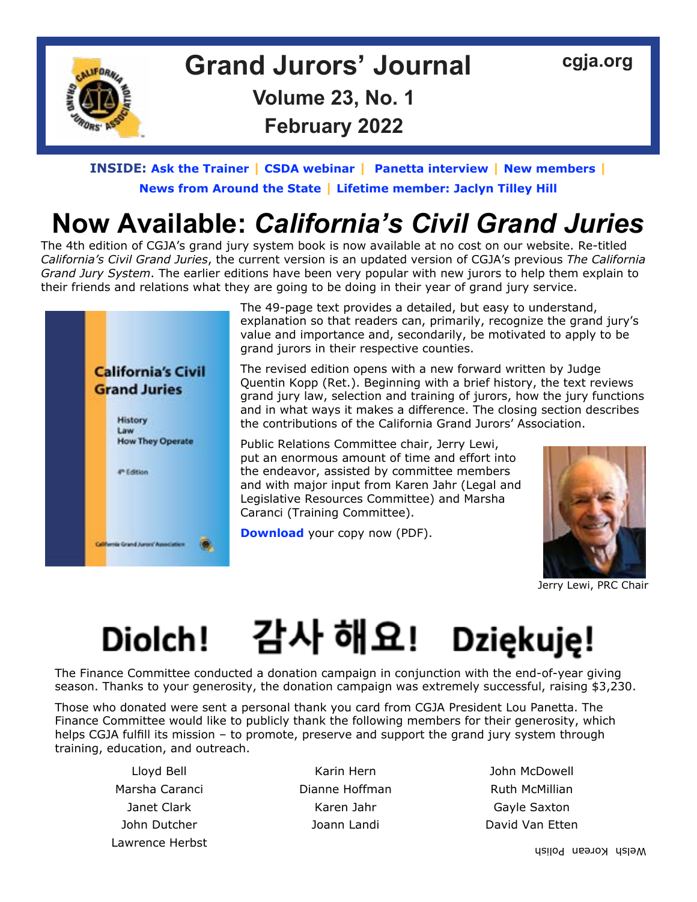# Grand Jurors' Journal

cgja.org

**Volume 23, No. 1**

**February 2022**

**INSIDE:** Ask the Trainer | CSDA webinar | Panetta interview | New members | News from Around the State | Lifetime member: Jaclyn Tilley Hill

# Now Available: *California's Civil Grand Juries*

The 4th edition of CGJA's grand jury system book is now available at no cost on our website. Re-titled *California's Civil Grand Juries*, the current version is an updated version of CGJA's previous *The California Grand Jury System*. The earlier editions have been very popular with new jurors to help them explain to their friends and relations what they are going to be doing in their year of grand jury service.

The 49-page text provides a detailed, but easy to understand, explanation so that readers can, primarily, recognize the grand jury's value and importance and, secondarily, be motivated to apply to be grand jurors in their respective counties.

The revised edition opens with a new forward written by Judge Quentin Kopp (Ret.). Beginning with a brief history, the text reviews grand jury law, selection and training of jurors, how the jury functions and in what ways it makes a difference. The closing section describes the contributions of the California Grand Jurors' Association.

Public Relations Committee chair, Jerry Lewi, put an enormous amount of time and effort into the endeavor, assisted by committee members and with major input from Karen Jahr (Legal and Legislative Resources Committee) and Marsha Caranci (Training Committee).

**Download** your copy now (PDF).

Jerry Lewi, PRC Chair

# Diolch! 감사 해요! Dziękuję!

The Finance Committee conducted a donation campaign in conjunction with the end-of-year giving season. Thanks to your generosity, the donation campaign was extremely successful, raising $3,230.

Those who donated were sent a personal thank you card from CGJA President Lou Panetta. The Finance Committee would like to publicly thank the following members for their generosity, which helps CGJA fulfill its mission – to promote, preserve and support the grand jury system through training, education, and outreach.

- Lloyd Bell
- Marsha Caranci
- Janet Clark
- John Dutcher
- Lawrence Herbst
- Karin Hern
- Dianne Hoffman
- Karen Jahr
- Joann Landi
- John McDowell
- Ruth McMillian
- Gayle Saxton
- David Van Etten

Welsh Korean Polish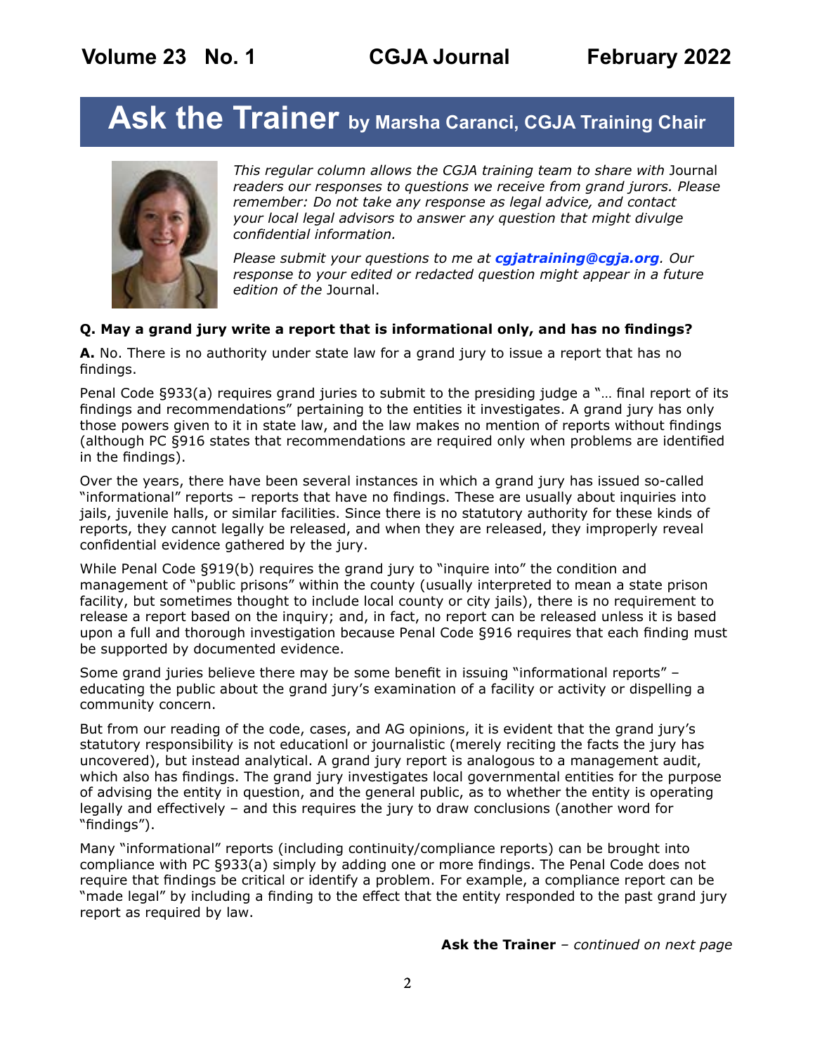# Ask the Trainer by Marsha Caranci, CGJA Training Chair

*This regular column allows the CGJA training team to share with* Journal *readers our responses to questions we receive from grand jurors. Please remember: Do not take any response as legal advice, and contact your local legal advisors to answer any question that might divulge confidential information.*

*Please submit your questions to me at* ***cgjatraining@cgja.org****. Our response to your edited or redacted question might appear in a future edition of the* Journal.

**Q. May a grand jury write a report that is informational only, and has no findings?**

**A.** No. There is no authority under state law for a grand jury to issue a report that has no findings.

Penal Code §933(a) requires grand juries to submit to the presiding judge a "… final report of its findings and recommendations" pertaining to the entities it investigates. A grand jury has only those powers given to it in state law, and the law makes no mention of reports without findings (although PC §916 states that recommendations are required only when problems are identified in the findings).

Over the years, there have been several instances in which a grand jury has issued so-called "informational" reports – reports that have no findings. These are usually about inquiries into jails, juvenile halls, or similar facilities. Since there is no statutory authority for these kinds of reports, they cannot legally be released, and when they are released, they improperly reveal confidential evidence gathered by the jury.

While Penal Code §919(b) requires the grand jury to "inquire into" the condition and management of "public prisons" within the county (usually interpreted to mean a state prison facility, but sometimes thought to include local county or city jails), there is no requirement to release a report based on the inquiry; and, in fact, no report can be released unless it is based upon a full and thorough investigation because Penal Code §916 requires that each finding must be supported by documented evidence.

Some grand juries believe there may be some benefit in issuing "informational reports" – educating the public about the grand jury's examination of a facility or activity or dispelling a community concern.

But from our reading of the code, cases, and AG opinions, it is evident that the grand jury's statutory responsibility is not educationl or journalistic (merely reciting the facts the jury has uncovered), but instead analytical. A grand jury report is analogous to a management audit, which also has findings. The grand jury investigates local governmental entities for the purpose of advising the entity in question, and the general public, as to whether the entity is operating legally and effectively – and this requires the jury to draw conclusions (another word for "findings").

Many "informational" reports (including continuity/compliance reports) can be brought into compliance with PC §933(a) simply by adding one or more findings. The Penal Code does not require that findings be critical or identify a problem. For example, a compliance report can be "made legal" by including a finding to the effect that the entity responded to the past grand jury report as required by law.

**Ask the Trainer** – *continued on next page*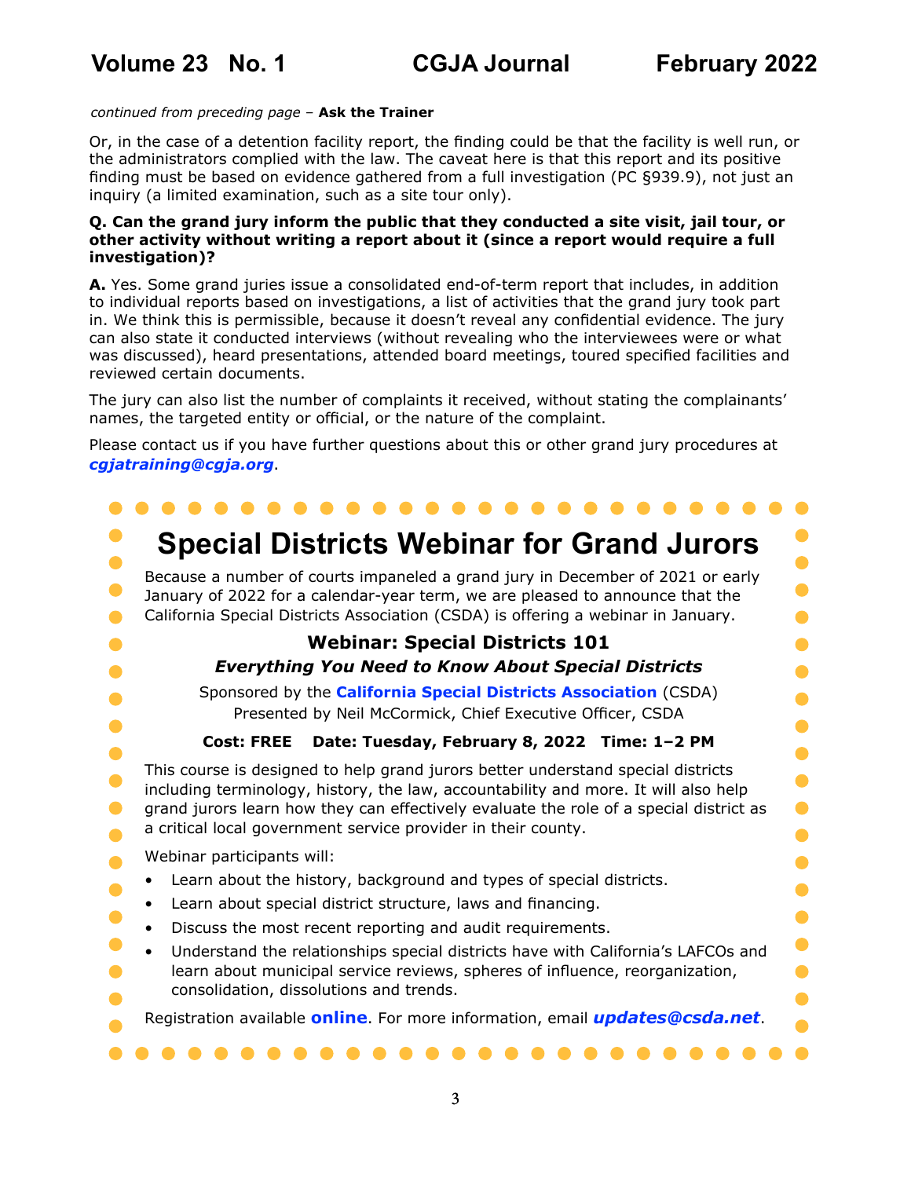*continued from preceding page* – **Ask the Trainer**

Or, in the case of a detention facility report, the finding could be that the facility is well run, or the administrators complied with the law. The caveat here is that this report and its positive finding must be based on evidence gathered from a full investigation (PC §939.9), not just an inquiry (a limited examination, such as a site tour only).

**Q. Can the grand jury inform the public that they conducted a site visit, jail tour, or other activity without writing a report about it (since a report would require a full investigation)?**

**A.** Yes. Some grand juries issue a consolidated end-of-term report that includes, in addition to individual reports based on investigations, a list of activities that the grand jury took part in. We think this is permissible, because it doesn't reveal any confidential evidence. The jury can also state it conducted interviews (without revealing who the interviewees were or what was discussed), heard presentations, attended board meetings, toured specified facilities and reviewed certain documents.

The jury can also list the number of complaints it received, without stating the complainants' names, the targeted entity or official, or the nature of the complaint.

Please contact us if you have further questions about this or other grand jury procedures at ***cgjatraining@cgja.org***.

# Special Districts Webinar for Grand Jurors

Because a number of courts impaneled a grand jury in December of 2021 or early January of 2022 for a calendar-year term, we are pleased to announce that the California Special Districts Association (CSDA) is offering a webinar in January.

### Webinar: Special Districts 101

***Everything You Need to Know About Special Districts***

Sponsored by the **California Special Districts Association** (CSDA)
Presented by Neil McCormick, Chief Executive Officer, CSDA

**Cost: FREE Date: Tuesday, February 8, 2022 Time: 1–2 PM**

This course is designed to help grand jurors better understand special districts including terminology, history, the law, accountability and more. It will also help grand jurors learn how they can effectively evaluate the role of a special district as a critical local government service provider in their county.

Webinar participants will:

- Learn about the history, background and types of special districts.
- Learn about special district structure, laws and financing.
- Discuss the most recent reporting and audit requirements.
- Understand the relationships special districts have with California's LAFCOs and learn about municipal service reviews, spheres of influence, reorganization, consolidation, dissolutions and trends.

Registration available **online**. For more information, email ***updates@csda.net***.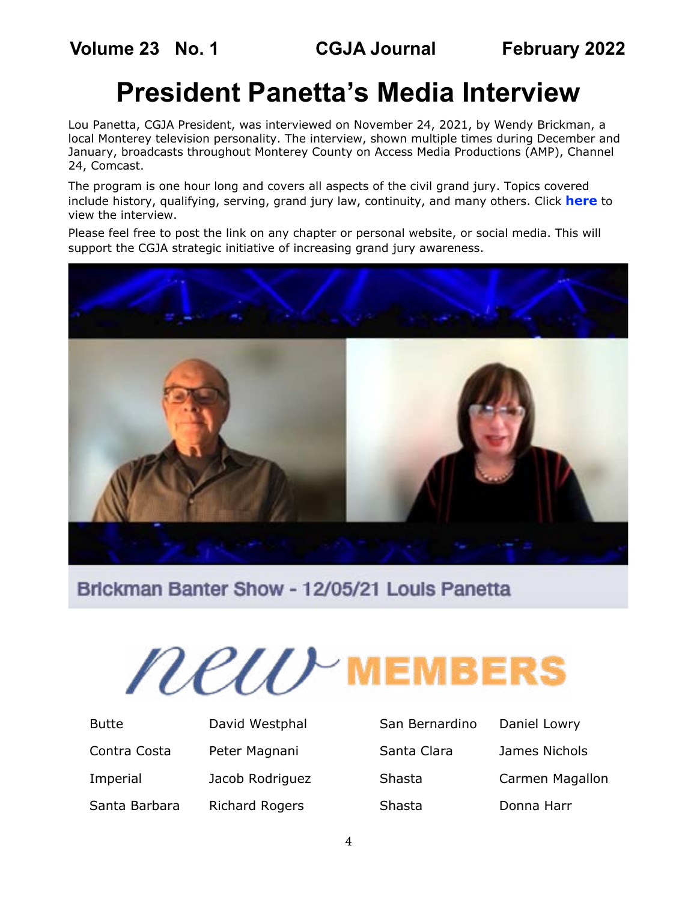# President Panetta's Media Interview

Lou Panetta, CGJA President, was interviewed on November 24, 2021, by Wendy Brickman, a local Monterey television personality. The interview, shown multiple times during December and January, broadcasts throughout Monterey County on Access Media Productions (AMP), Channel 24, Comcast.

The program is one hour long and covers all aspects of the civil grand jury. Topics covered include history, qualifying, serving, grand jury law, continuity, and many others. Click **here** to view the interview.

Please feel free to post the link on any chapter or personal website, or social media. This will support the CGJA strategic initiative of increasing grand jury awareness.

Brickman Banter Show - 12/05/21 Louis Panetta

# *new* MEMBERS

| | | | |
|---|---|---|---|
| Butte | David Westphal | San Bernardino | Daniel Lowry |
| Contra Costa | Peter Magnani | Santa Clara | James Nichols |
| Imperial | Jacob Rodriguez | Shasta | Carmen Magallon |
| Santa Barbara | Richard Rogers | Shasta | Donna Harr |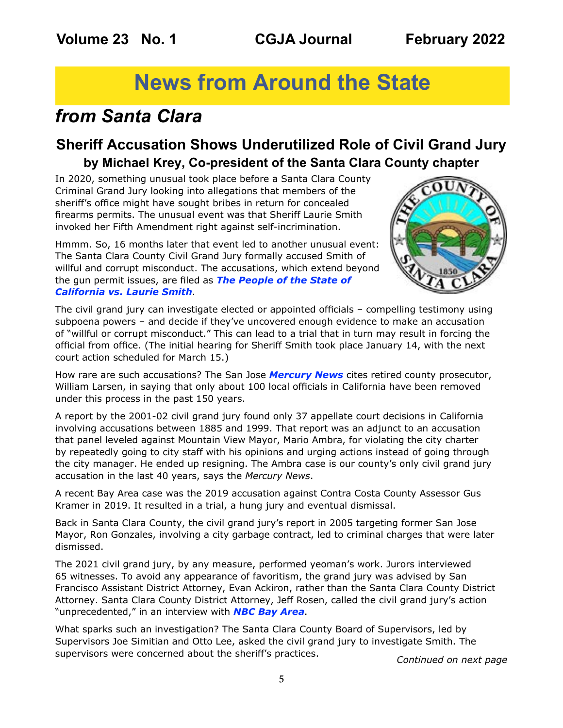# News from Around the State

## *from Santa Clara*

### Sheriff Accusation Shows Underutilized Role of Civil Grand Jury

**by Michael Krey, Co-president of the Santa Clara County chapter**

In 2020, something unusual took place before a Santa Clara County Criminal Grand Jury looking into allegations that members of the sheriff's office might have sought bribes in return for concealed firearms permits. The unusual event was that Sheriff Laurie Smith invoked her Fifth Amendment right against self-incrimination.

Hmmm. So, 16 months later that event led to another unusual event: The Santa Clara County Civil Grand Jury formally accused Smith of willful and corrupt misconduct. The accusations, which extend beyond the gun permit issues, are filed as ***The People of the State of California vs. Laurie Smith***.

The civil grand jury can investigate elected or appointed officials – compelling testimony using subpoena powers – and decide if they've uncovered enough evidence to make an accusation of "willful or corrupt misconduct." This can lead to a trial that in turn may result in forcing the official from office. (The initial hearing for Sheriff Smith took place January 14, with the next court action scheduled for March 15.)

How rare are such accusations? The San Jose ***Mercury News*** cites retired county prosecutor, William Larsen, in saying that only about 100 local officials in California have been removed under this process in the past 150 years.

A report by the 2001-02 civil grand jury found only 37 appellate court decisions in California involving accusations between 1885 and 1999. That report was an adjunct to an accusation that panel leveled against Mountain View Mayor, Mario Ambra, for violating the city charter by repeatedly going to city staff with his opinions and urging actions instead of going through the city manager. He ended up resigning. The Ambra case is our county's only civil grand jury accusation in the last 40 years, says the *Mercury News*.

A recent Bay Area case was the 2019 accusation against Contra Costa County Assessor Gus Kramer in 2019. It resulted in a trial, a hung jury and eventual dismissal.

Back in Santa Clara County, the civil grand jury's report in 2005 targeting former San Jose Mayor, Ron Gonzales, involving a city garbage contract, led to criminal charges that were later dismissed.

The 2021 civil grand jury, by any measure, performed yeoman's work. Jurors interviewed 65 witnesses. To avoid any appearance of favoritism, the grand jury was advised by San Francisco Assistant District Attorney, Evan Ackiron, rather than the Santa Clara County District Attorney. Santa Clara County District Attorney, Jeff Rosen, called the civil grand jury's action "unprecedented," in an interview with ***NBC Bay Area***.

What sparks such an investigation? The Santa Clara County Board of Supervisors, led by Supervisors Joe Simitian and Otto Lee, asked the civil grand jury to investigate Smith. The supervisors were concerned about the sheriff's practices.

*Continued on next page*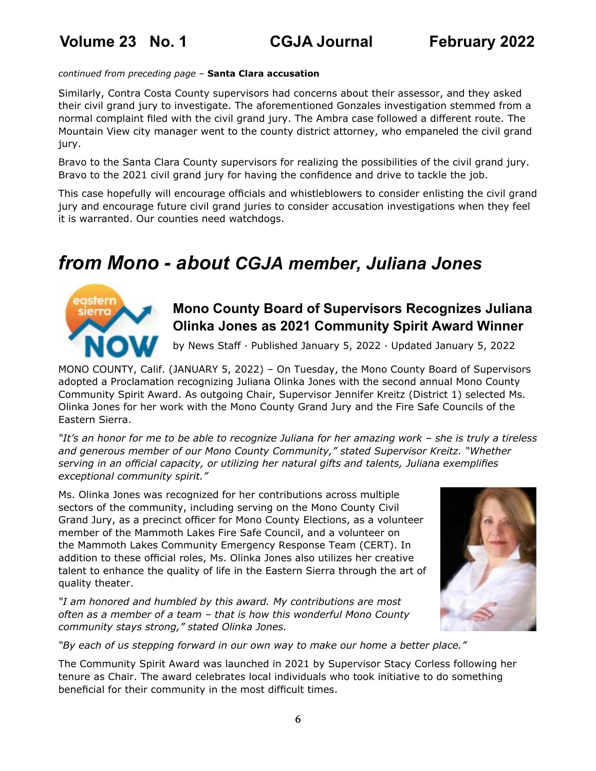*continued from preceding page* – **Santa Clara accusation**

Similarly, Contra Costa County supervisors had concerns about their assessor, and they asked their civil grand jury to investigate. The aforementioned Gonzales investigation stemmed from a normal complaint filed with the civil grand jury. The Ambra case followed a different route. The Mountain View city manager went to the county district attorney, who empaneled the civil grand jury.

Bravo to the Santa Clara County supervisors for realizing the possibilities of the civil grand jury. Bravo to the 2021 civil grand jury for having the confidence and drive to tackle the job.

This case hopefully will encourage officials and whistleblowers to consider enlisting the civil grand jury and encourage future civil grand juries to consider accusation investigations when they feel it is warranted. Our counties need watchdogs.

# *from Mono - about CGJA member, Juliana Jones*

## Mono County Board of Supervisors Recognizes Juliana Olinka Jones as 2021 Community Spirit Award Winner

by News Staff · Published January 5, 2022 · Updated January 5, 2022

MONO COUNTY, Calif. (JANUARY 5, 2022) – On Tuesday, the Mono County Board of Supervisors adopted a Proclamation recognizing Juliana Olinka Jones with the second annual Mono County Community Spirit Award. As outgoing Chair, Supervisor Jennifer Kreitz (District 1) selected Ms. Olinka Jones for her work with the Mono County Grand Jury and the Fire Safe Councils of the Eastern Sierra.

*"It's an honor for me to be able to recognize Juliana for her amazing work – she is truly a tireless and generous member of our Mono County Community," stated Supervisor Kreitz. "Whether serving in an official capacity, or utilizing her natural gifts and talents, Juliana exemplifies exceptional community spirit."*

Ms. Olinka Jones was recognized for her contributions across multiple sectors of the community, including serving on the Mono County Civil Grand Jury, as a precinct officer for Mono County Elections, as a volunteer member of the Mammoth Lakes Fire Safe Council, and a volunteer on the Mammoth Lakes Community Emergency Response Team (CERT). In addition to these official roles, Ms. Olinka Jones also utilizes her creative talent to enhance the quality of life in the Eastern Sierra through the art of quality theater.

*"I am honored and humbled by this award. My contributions are most often as a member of a team – that is how this wonderful Mono County community stays strong," stated Olinka Jones.*

*"By each of us stepping forward in our own way to make our home a better place."*

The Community Spirit Award was launched in 2021 by Supervisor Stacy Corless following her tenure as Chair. The award celebrates local individuals who took initiative to do something beneficial for their community in the most difficult times.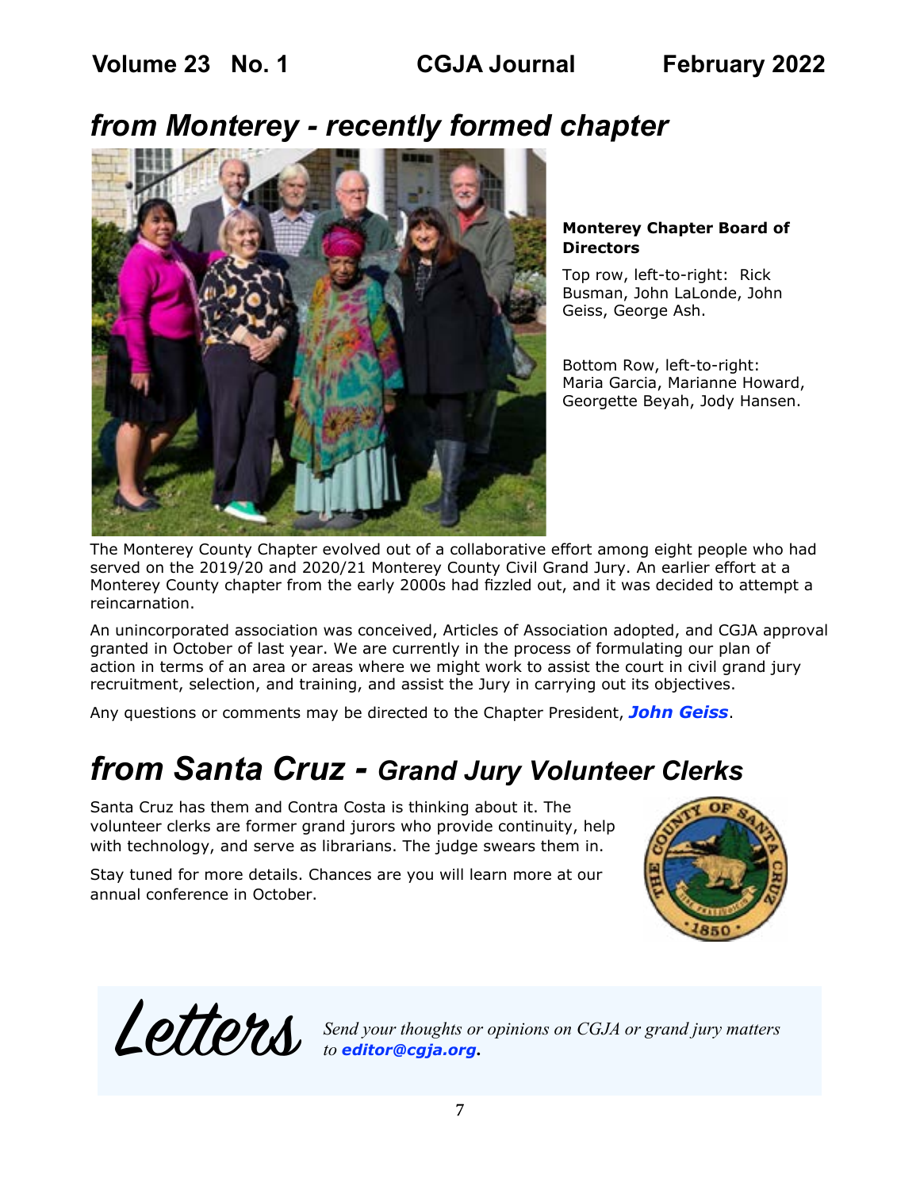## *from Monterey - recently formed chapter*

**Monterey Chapter Board of Directors**

Top row, left-to-right: Rick Busman, John LaLonde, John Geiss, George Ash.

Bottom Row, left-to-right: Maria Garcia, Marianne Howard, Georgette Beyah, Jody Hansen.

The Monterey County Chapter evolved out of a collaborative effort among eight people who had served on the 2019/20 and 2020/21 Monterey County Civil Grand Jury. An earlier effort at a Monterey County chapter from the early 2000s had fizzled out, and it was decided to attempt a reincarnation.

An unincorporated association was conceived, Articles of Association adopted, and CGJA approval granted in October of last year. We are currently in the process of formulating our plan of action in terms of an area or areas where we might work to assist the court in civil grand jury recruitment, selection, and training, and assist the Jury in carrying out its objectives.

Any questions or comments may be directed to the Chapter President, ***John Geiss***.

## *from Santa Cruz - Grand Jury Volunteer Clerks*

Santa Cruz has them and Contra Costa is thinking about it. The volunteer clerks are former grand jurors who provide continuity, help with technology, and serve as librarians. The judge swears them in.

Stay tuned for more details. Chances are you will learn more at our annual conference in October.

## *Letters*

*Send your thoughts or opinions on CGJA or grand jury matters to* ***editor@cgja.org*****.**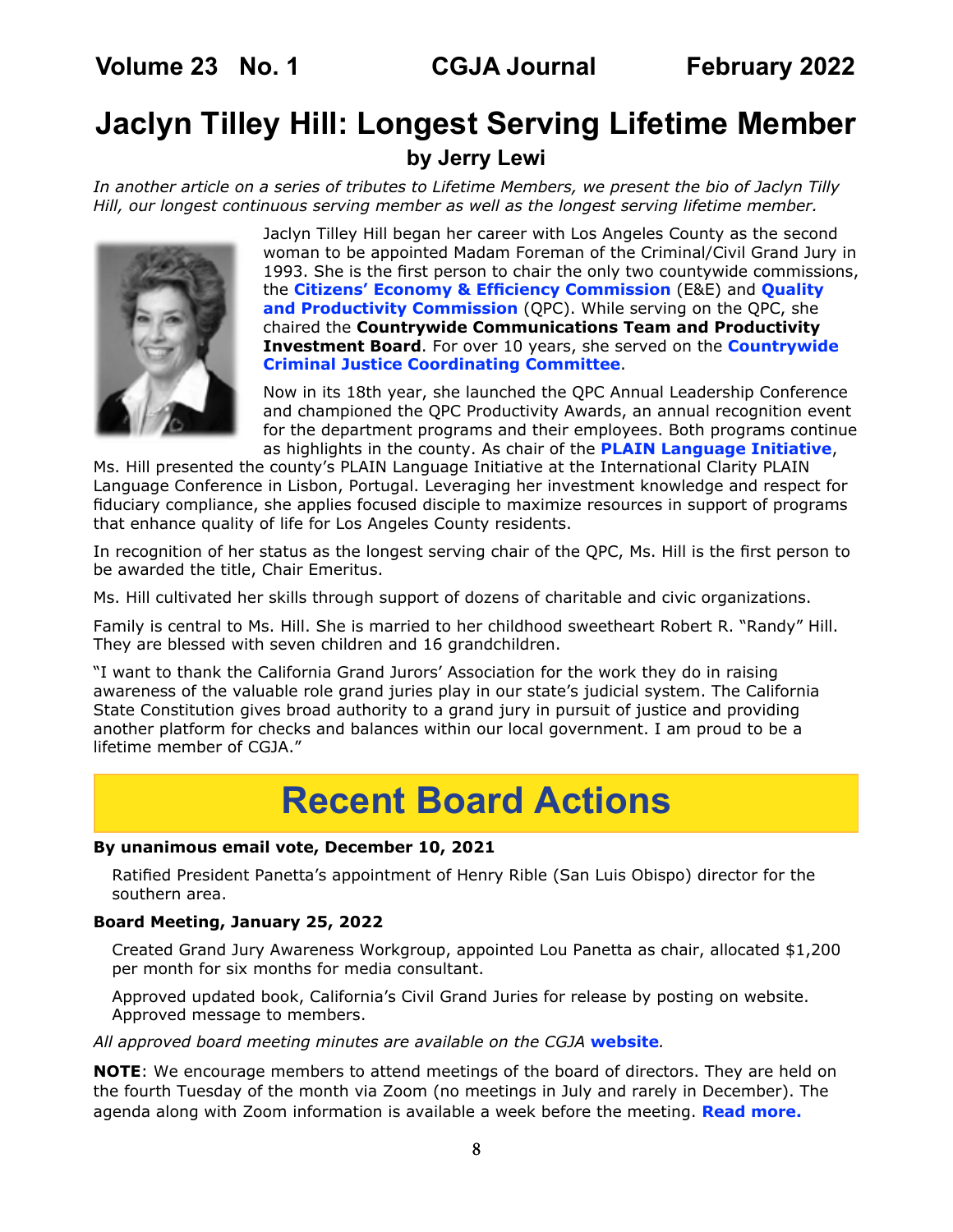# Jaclyn Tilley Hill: Longest Serving Lifetime Member

### by Jerry Lewi

*In another article on a series of tributes to Lifetime Members, we present the bio of Jaclyn Tilly Hill, our longest continuous serving member as well as the longest serving lifetime member.*

Jaclyn Tilley Hill began her career with Los Angeles County as the second woman to be appointed Madam Foreman of the Criminal/Civil Grand Jury in 1993. She is the first person to chair the only two countywide commissions, the **Citizens' Economy & Efficiency Commission** (E&E) and **Quality and Productivity Commission** (QPC). While serving on the QPC, she chaired the **Countrywide Communications Team and Productivity Investment Board**. For over 10 years, she served on the **Countrywide Criminal Justice Coordinating Committee**.

Now in its 18th year, she launched the QPC Annual Leadership Conference and championed the QPC Productivity Awards, an annual recognition event for the department programs and their employees. Both programs continue as highlights in the county. As chair of the **PLAIN Language Initiative**, Ms. Hill presented the county's PLAIN Language Initiative at the International Clarity PLAIN Language Conference in Lisbon, Portugal. Leveraging her investment knowledge and respect for fiduciary compliance, she applies focused disciple to maximize resources in support of programs that enhance quality of life for Los Angeles County residents.

In recognition of her status as the longest serving chair of the QPC, Ms. Hill is the first person to be awarded the title, Chair Emeritus.

Ms. Hill cultivated her skills through support of dozens of charitable and civic organizations.

Family is central to Ms. Hill. She is married to her childhood sweetheart Robert R. "Randy" Hill. They are blessed with seven children and 16 grandchildren.

"I want to thank the California Grand Jurors' Association for the work they do in raising awareness of the valuable role grand juries play in our state's judicial system. The California State Constitution gives broad authority to a grand jury in pursuit of justice and providing another platform for checks and balances within our local government. I am proud to be a lifetime member of CGJA."

# Recent Board Actions

**By unanimous email vote, December 10, 2021**

Ratified President Panetta's appointment of Henry Rible (San Luis Obispo) director for the southern area.

**Board Meeting, January 25, 2022**

Created Grand Jury Awareness Workgroup, appointed Lou Panetta as chair, allocated $1,200 per month for six months for media consultant.

Approved updated book, California's Civil Grand Juries for release by posting on website. Approved message to members.

*All approved board meeting minutes are available on the CGJA* ***website****.*

**NOTE**: We encourage members to attend meetings of the board of directors. They are held on the fourth Tuesday of the month via Zoom (no meetings in July and rarely in December). The agenda along with Zoom information is available a week before the meeting. **Read more.**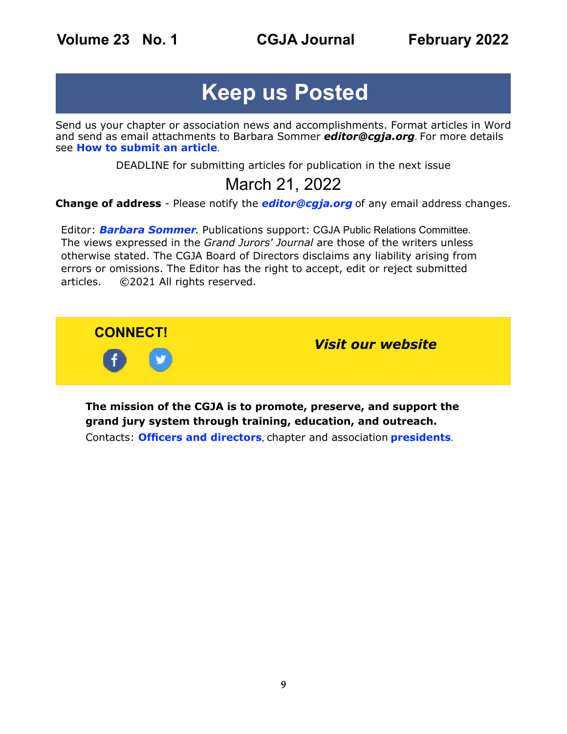# Keep us Posted

Send us your chapter or association news and accomplishments. Format articles in Word and send as email attachments to Barbara Sommer ***editor@cgja.org***. For more details see **How to submit an article**.

DEADLINE for submitting articles for publication in the next issue

March 21, 2022

**Change of address** - Please notify the ***editor@cgja.org*** of any email address changes.

Editor: ***Barbara Sommer***. Publications support: CGJA Public Relations Committee. The views expressed in the *Grand Jurors' Journal* are those of the writers unless otherwise stated. The CGJA Board of Directors disclaims any liability arising from errors or omissions. The Editor has the right to accept, edit or reject submitted articles. ©2021 All rights reserved.

**CONNECT!**

***Visit our website***

**The mission of the CGJA is to promote, preserve, and support the grand jury system through training, education, and outreach.**

Contacts: **Officers and directors**, chapter and association **presidents**.